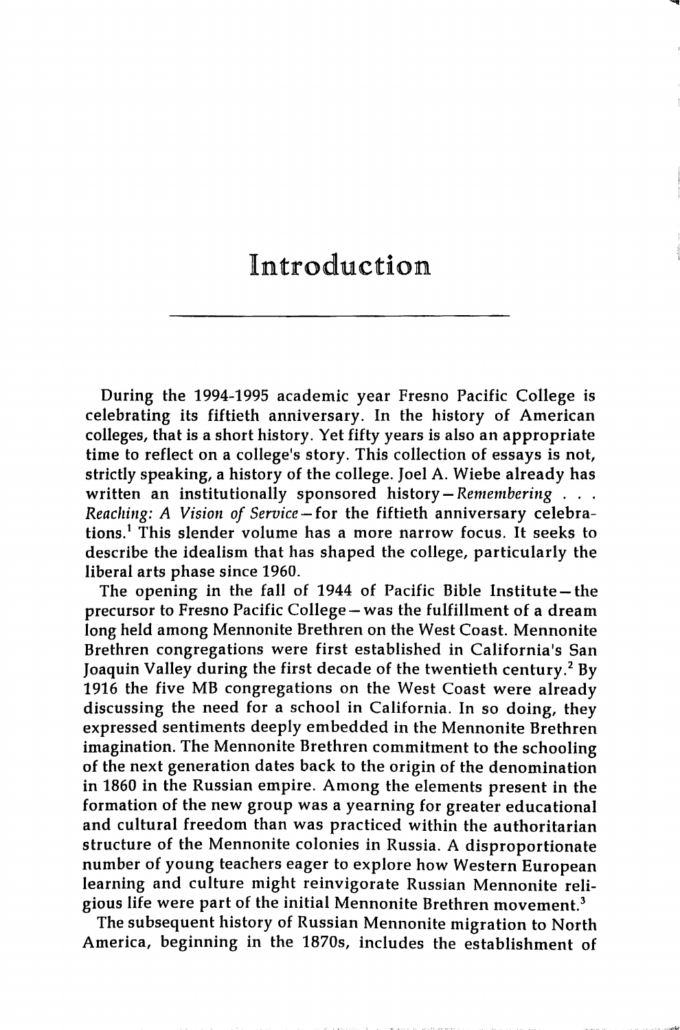# Introduction

During the 1994-1995 academic year Fresno Pacific College is celebrating its fiftieth anniversary. In the history of American colleges, that is a short history. Yet fifty years is also an appropriate time to reflect on a college's story. This collection of essays is not, strictly speaking, a history of the college. Joel A. Wiebe already has written an institutionally sponsored history—*Remembering . . . Reaching: A Vision of Service*—for the fiftieth anniversary celebrations.[1] This slender volume has a more narrow focus. It seeks to describe the idealism that has shaped the college, particularly the liberal arts phase since 1960.

The opening in the fall of 1944 of Pacific Bible Institute—the precursor to Fresno Pacific College—was the fulfillment of a dream long held among Mennonite Brethren on the West Coast. Mennonite Brethren congregations were first established in California's San Joaquin Valley during the first decade of the twentieth century.[2] By 1916 the five MB congregations on the West Coast were already discussing the need for a school in California. In so doing, they expressed sentiments deeply embedded in the Mennonite Brethren imagination. The Mennonite Brethren commitment to the schooling of the next generation dates back to the origin of the denomination in 1860 in the Russian empire. Among the elements present in the formation of the new group was a yearning for greater educational and cultural freedom than was practiced within the authoritarian structure of the Mennonite colonies in Russia. A disproportionate number of young teachers eager to explore how Western European learning and culture might reinvigorate Russian Mennonite religious life were part of the initial Mennonite Brethren movement.[3]

The subsequent history of Russian Mennonite migration to North America, beginning in the 1870s, includes the establishment of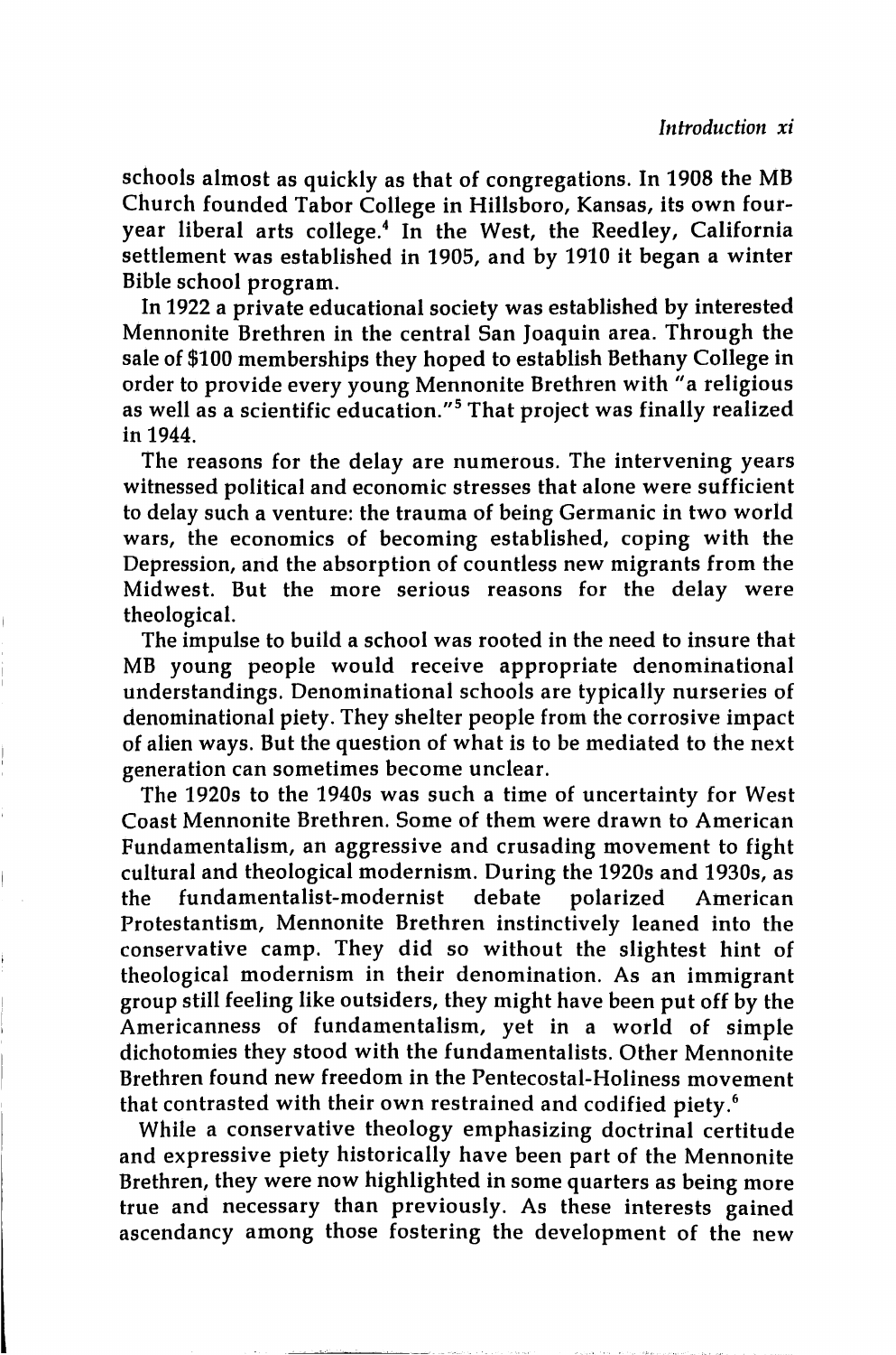schools almost as quickly as that of congregations. In 1908 the MB Church founded Tabor College in Hillsboro, Kansas, its own four-year liberal arts college.[4] In the West, the Reedley, California settlement was established in 1905, and by 1910 it began a winter Bible school program.

In 1922 a private educational society was established by interested Mennonite Brethren in the central San Joaquin area. Through the sale of $100 memberships they hoped to establish Bethany College in order to provide every young Mennonite Brethren with "a religious as well as a scientific education."[5] That project was finally realized in 1944.

The reasons for the delay are numerous. The intervening years witnessed political and economic stresses that alone were sufficient to delay such a venture: the trauma of being Germanic in two world wars, the economics of becoming established, coping with the Depression, and the absorption of countless new migrants from the Midwest. But the more serious reasons for the delay were theological.

The impulse to build a school was rooted in the need to insure that MB young people would receive appropriate denominational understandings. Denominational schools are typically nurseries of denominational piety. They shelter people from the corrosive impact of alien ways. But the question of what is to be mediated to the next generation can sometimes become unclear.

The 1920s to the 1940s was such a time of uncertainty for West Coast Mennonite Brethren. Some of them were drawn to American Fundamentalism, an aggressive and crusading movement to fight cultural and theological modernism. During the 1920s and 1930s, as the fundamentalist-modernist debate polarized American Protestantism, Mennonite Brethren instinctively leaned into the conservative camp. They did so without the slightest hint of theological modernism in their denomination. As an immigrant group still feeling like outsiders, they might have been put off by the Americanness of fundamentalism, yet in a world of simple dichotomies they stood with the fundamentalists. Other Mennonite Brethren found new freedom in the Pentecostal-Holiness movement that contrasted with their own restrained and codified piety.[6]

While a conservative theology emphasizing doctrinal certitude and expressive piety historically have been part of the Mennonite Brethren, they were now highlighted in some quarters as being more true and necessary than previously. As these interests gained ascendancy among those fostering the development of the new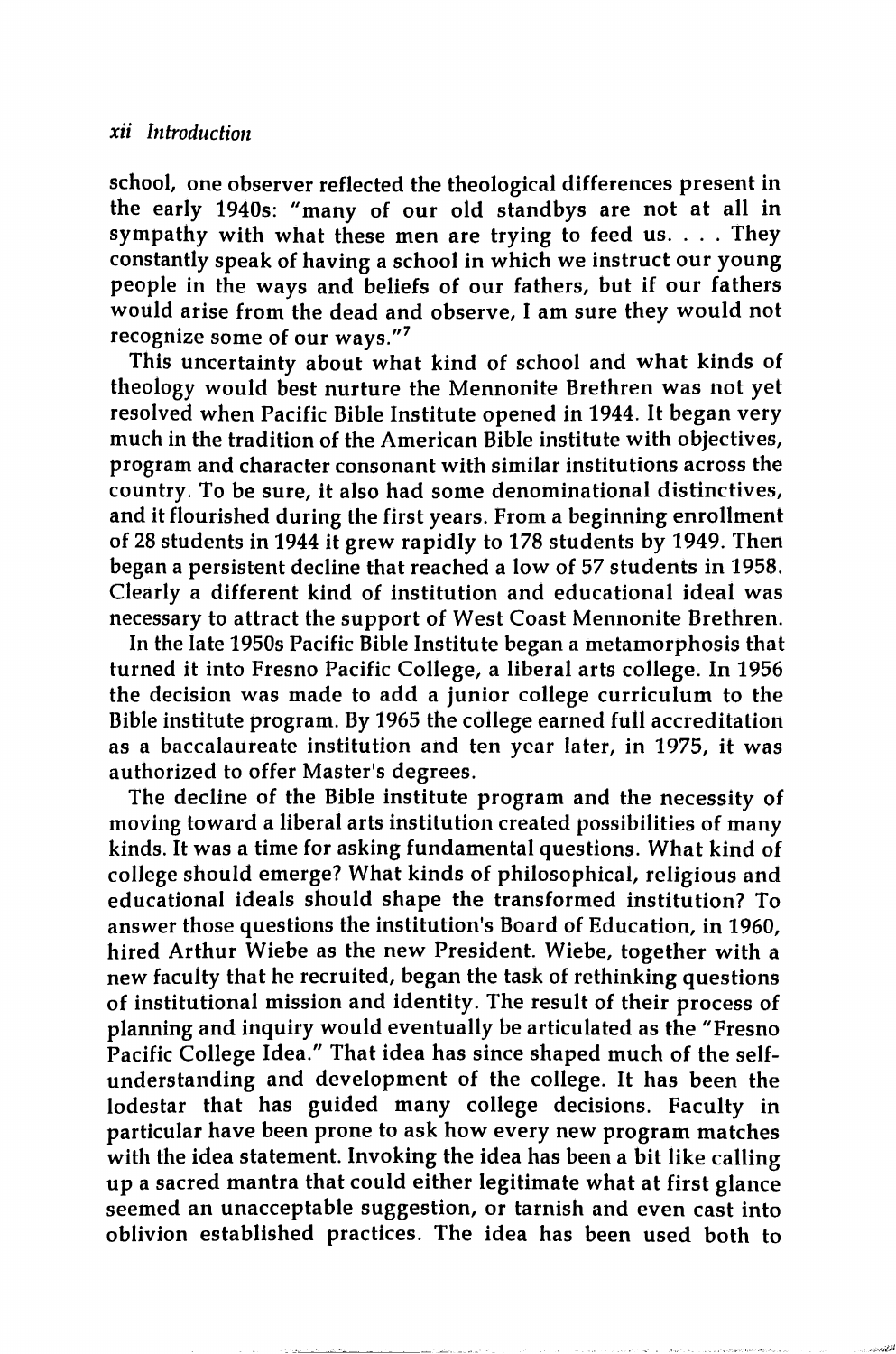school, one observer reflected the theological differences present in the early 1940s: "many of our old standbys are not at all in sympathy with what these men are trying to feed us. . . . They constantly speak of having a school in which we instruct our young people in the ways and beliefs of our fathers, but if our fathers would arise from the dead and observe, I am sure they would not recognize some of our ways."[7]

This uncertainty about what kind of school and what kinds of theology would best nurture the Mennonite Brethren was not yet resolved when Pacific Bible Institute opened in 1944. It began very much in the tradition of the American Bible institute with objectives, program and character consonant with similar institutions across the country. To be sure, it also had some denominational distinctives, and it flourished during the first years. From a beginning enrollment of 28 students in 1944 it grew rapidly to 178 students by 1949. Then began a persistent decline that reached a low of 57 students in 1958. Clearly a different kind of institution and educational ideal was necessary to attract the support of West Coast Mennonite Brethren.

In the late 1950s Pacific Bible Institute began a metamorphosis that turned it into Fresno Pacific College, a liberal arts college. In 1956 the decision was made to add a junior college curriculum to the Bible institute program. By 1965 the college earned full accreditation as a baccalaureate institution and ten year later, in 1975, it was authorized to offer Master's degrees.

The decline of the Bible institute program and the necessity of moving toward a liberal arts institution created possibilities of many kinds. It was a time for asking fundamental questions. What kind of college should emerge? What kinds of philosophical, religious and educational ideals should shape the transformed institution? To answer those questions the institution's Board of Education, in 1960, hired Arthur Wiebe as the new President. Wiebe, together with a new faculty that he recruited, began the task of rethinking questions of institutional mission and identity. The result of their process of planning and inquiry would eventually be articulated as the "Fresno Pacific College Idea." That idea has since shaped much of the self-understanding and development of the college. It has been the lodestar that has guided many college decisions. Faculty in particular have been prone to ask how every new program matches with the idea statement. Invoking the idea has been a bit like calling up a sacred mantra that could either legitimate what at first glance seemed an unacceptable suggestion, or tarnish and even cast into oblivion established practices. The idea has been used both to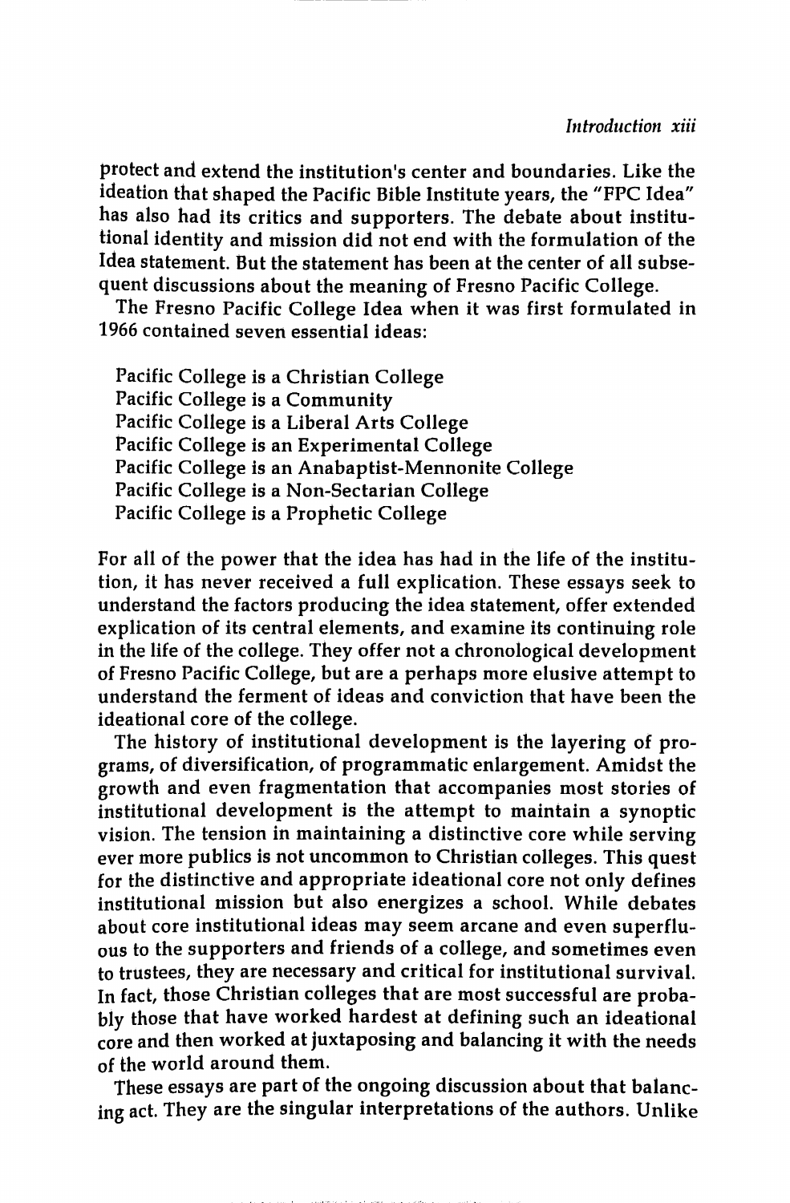protect and extend the institution's center and boundaries. Like the ideation that shaped the Pacific Bible Institute years, the "FPC Idea" has also had its critics and supporters. The debate about institutional identity and mission did not end with the formulation of the Idea statement. But the statement has been at the center of all subsequent discussions about the meaning of Fresno Pacific College.

The Fresno Pacific College Idea when it was first formulated in 1966 contained seven essential ideas:

Pacific College is a Christian College  
Pacific College is a Community  
Pacific College is a Liberal Arts College  
Pacific College is an Experimental College  
Pacific College is an Anabaptist-Mennonite College  
Pacific College is a Non-Sectarian College  
Pacific College is a Prophetic College

For all of the power that the idea has had in the life of the institution, it has never received a full explication. These essays seek to understand the factors producing the idea statement, offer extended explication of its central elements, and examine its continuing role in the life of the college. They offer not a chronological development of Fresno Pacific College, but are a perhaps more elusive attempt to understand the ferment of ideas and conviction that have been the ideational core of the college.

The history of institutional development is the layering of programs, of diversification, of programmatic enlargement. Amidst the growth and even fragmentation that accompanies most stories of institutional development is the attempt to maintain a synoptic vision. The tension in maintaining a distinctive core while serving ever more publics is not uncommon to Christian colleges. This quest for the distinctive and appropriate ideational core not only defines institutional mission but also energizes a school. While debates about core institutional ideas may seem arcane and even superfluous to the supporters and friends of a college, and sometimes even to trustees, they are necessary and critical for institutional survival. In fact, those Christian colleges that are most successful are probably those that have worked hardest at defining such an ideational core and then worked at juxtaposing and balancing it with the needs of the world around them.

These essays are part of the ongoing discussion about that balancing act. They are the singular interpretations of the authors. Unlike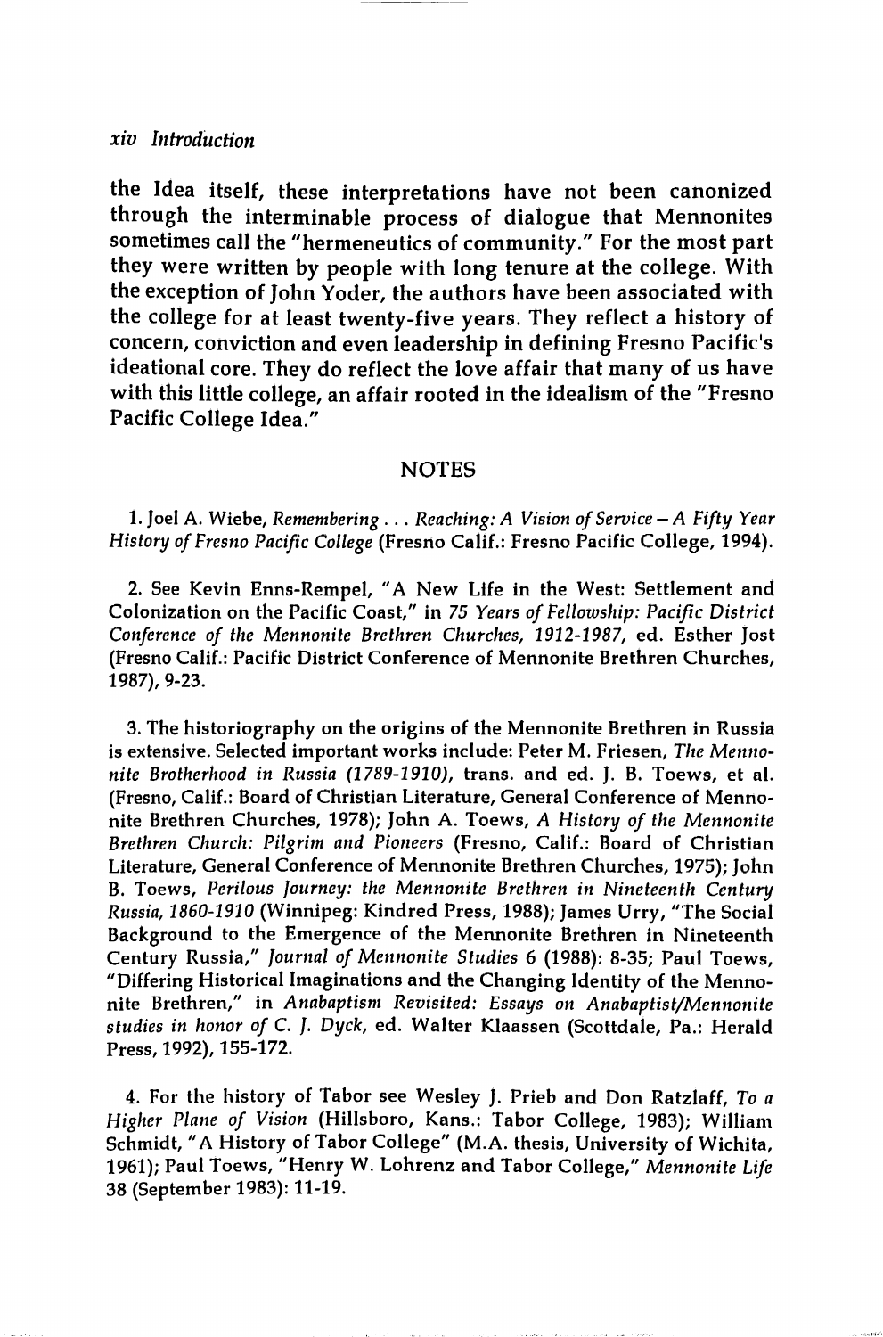the Idea itself, these interpretations have not been canonized through the interminable process of dialogue that Mennonites sometimes call the "hermeneutics of community." For the most part they were written by people with long tenure at the college. With the exception of John Yoder, the authors have been associated with the college for at least twenty-five years. They reflect a history of concern, conviction and even leadership in defining Fresno Pacific's ideational core. They do reflect the love affair that many of us have with this little college, an affair rooted in the idealism of the "Fresno Pacific College Idea."

## NOTES

1. Joel A. Wiebe, *Remembering . . . Reaching: A Vision of Service – A Fifty Year History of Fresno Pacific College* (Fresno Calif.: Fresno Pacific College, 1994).

2. See Kevin Enns-Rempel, "A New Life in the West: Settlement and Colonization on the Pacific Coast," in *75 Years of Fellowship: Pacific District Conference of the Mennonite Brethren Churches, 1912-1987*, ed. Esther Jost (Fresno Calif.: Pacific District Conference of Mennonite Brethren Churches, 1987), 9-23.

3. The historiography on the origins of the Mennonite Brethren in Russia is extensive. Selected important works include: Peter M. Friesen, *The Mennonite Brotherhood in Russia (1789-1910)*, trans. and ed. J. B. Toews, et al. (Fresno, Calif.: Board of Christian Literature, General Conference of Mennonite Brethren Churches, 1978); John A. Toews, *A History of the Mennonite Brethren Church: Pilgrim and Pioneers* (Fresno, Calif.: Board of Christian Literature, General Conference of Mennonite Brethren Churches, 1975); John B. Toews, *Perilous Journey: the Mennonite Brethren in Nineteenth Century Russia, 1860-1910* (Winnipeg: Kindred Press, 1988); James Urry, "The Social Background to the Emergence of the Mennonite Brethren in Nineteenth Century Russia," *Journal of Mennonite Studies* 6 (1988): 8-35; Paul Toews, "Differing Historical Imaginations and the Changing Identity of the Mennonite Brethren," in *Anabaptism Revisited: Essays on Anabaptist/Mennonite studies in honor of C. J. Dyck*, ed. Walter Klaassen (Scottdale, Pa.: Herald Press, 1992), 155-172.

4. For the history of Tabor see Wesley J. Prieb and Don Ratzlaff, *To a Higher Plane of Vision* (Hillsboro, Kans.: Tabor College, 1983); William Schmidt, "A History of Tabor College" (M.A. thesis, University of Wichita, 1961); Paul Toews, "Henry W. Lohrenz and Tabor College," *Mennonite Life* 38 (September 1983): 11-19.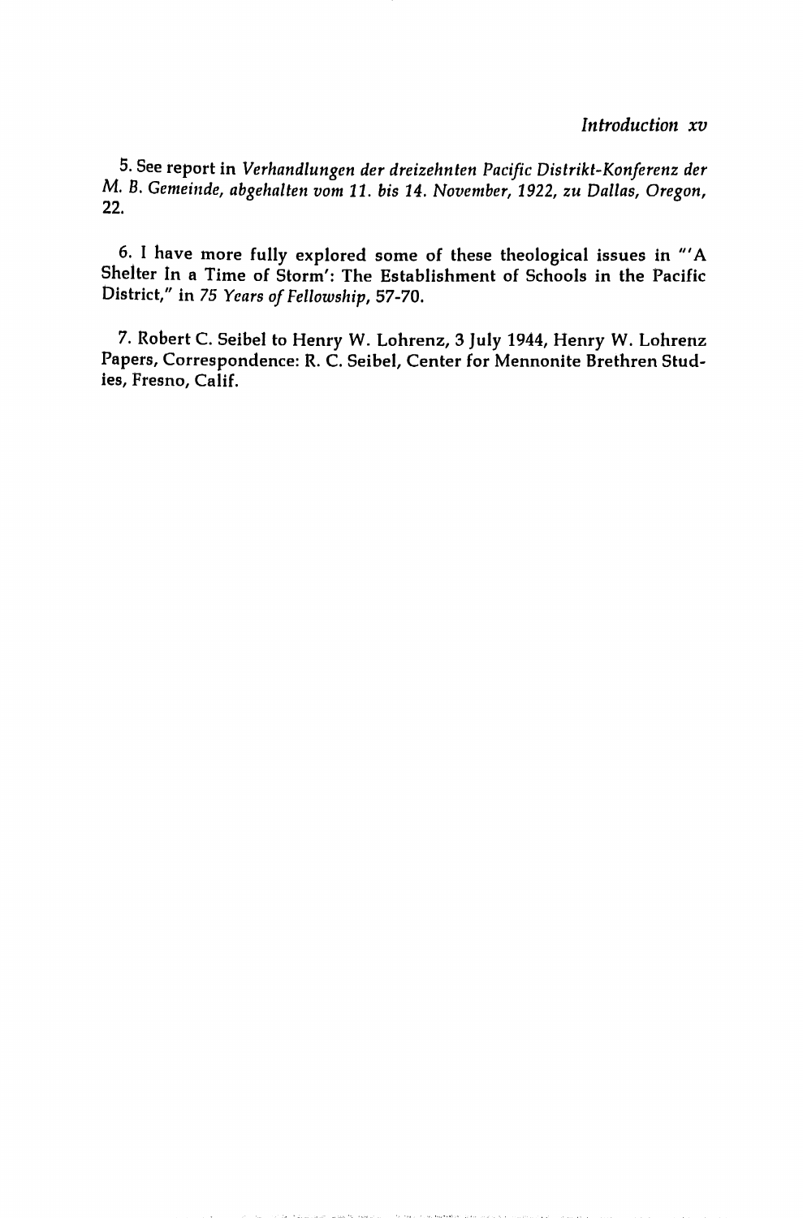5. See report in *Verhandlungen der dreizehnten Pacific Distrikt-Konferenz der M. B. Gemeinde, abgehalten vom 11. bis 14. November, 1922, zu Dallas, Oregon,* 22.

6. I have more fully explored some of these theological issues in "'A Shelter In a Time of Storm': The Establishment of Schools in the Pacific District," in *75 Years of Fellowship*, 57-70.

7. Robert C. Seibel to Henry W. Lohrenz, 3 July 1944, Henry W. Lohrenz Papers, Correspondence: R. C. Seibel, Center for Mennonite Brethren Studies, Fresno, Calif.